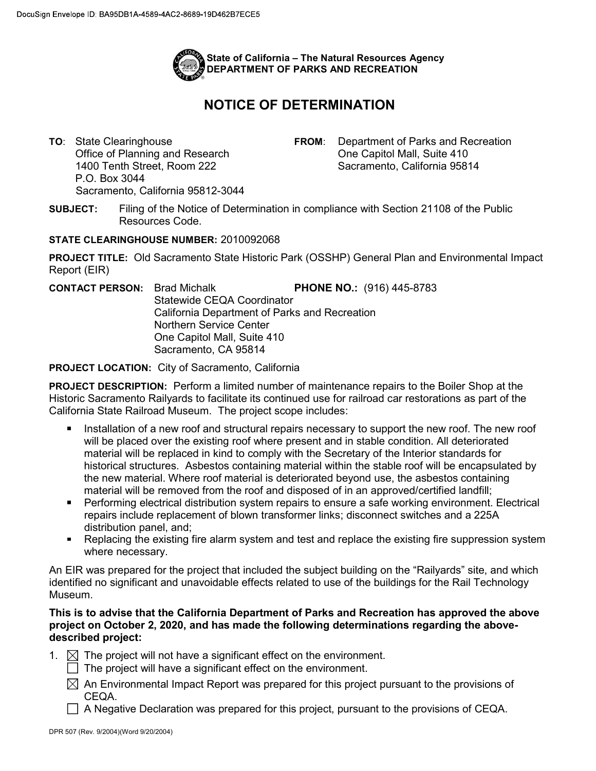DocuSign Envelope ID: BA95DB1A-4589-4AC2-8689-19D462B7ECE5

**State of California – The Natural Resources Agency**
**DEPARTMENT OF PARKS AND RECREATION**

# NOTICE OF DETERMINATION

**TO**: State Clearinghouse
Office of Planning and Research
1400 Tenth Street, Room 222
P.O. Box 3044
Sacramento, California 95812-3044

**FROM**: Department of Parks and Recreation
One Capitol Mall, Suite 410
Sacramento, California 95814

**SUBJECT:** Filing of the Notice of Determination in compliance with Section 21108 of the Public Resources Code.

**STATE CLEARINGHOUSE NUMBER:** 2010092068

**PROJECT TITLE:** Old Sacramento State Historic Park (OSSHP) General Plan and Environmental Impact Report (EIR)

**CONTACT PERSON:** Brad Michalk
Statewide CEQA Coordinator
California Department of Parks and Recreation
Northern Service Center
One Capitol Mall, Suite 410
Sacramento, CA 95814

**PHONE NO.:** (916) 445-8783

**PROJECT LOCATION:** City of Sacramento, California

**PROJECT DESCRIPTION:** Perform a limited number of maintenance repairs to the Boiler Shop at the Historic Sacramento Railyards to facilitate its continued use for railroad car restorations as part of the California State Railroad Museum. The project scope includes:

- Installation of a new roof and structural repairs necessary to support the new roof. The new roof will be placed over the existing roof where present and in stable condition. All deteriorated material will be replaced in kind to comply with the Secretary of the Interior standards for historical structures. Asbestos containing material within the stable roof will be encapsulated by the new material. Where roof material is deteriorated beyond use, the asbestos containing material will be removed from the roof and disposed of in an approved/certified landfill;
- Performing electrical distribution system repairs to ensure a safe working environment. Electrical repairs include replacement of blown transformer links; disconnect switches and a 225A distribution panel, and;
- Replacing the existing fire alarm system and test and replace the existing fire suppression system where necessary.

An EIR was prepared for the project that included the subject building on the "Railyards" site, and which identified no significant and unavoidable effects related to use of the buildings for the Rail Technology Museum.

**This is to advise that the California Department of Parks and Recreation has approved the above project on October 2, 2020, and has made the following determinations regarding the above-described project:**

1. ☒ The project will not have a significant effect on the environment.
   ☐ The project will have a significant effect on the environment.
   ☒ An Environmental Impact Report was prepared for this project pursuant to the provisions of CEQA.
   ☐ A Negative Declaration was prepared for this project, pursuant to the provisions of CEQA.

DPR 507 (Rev. 9/2004)(Word 9/20/2004)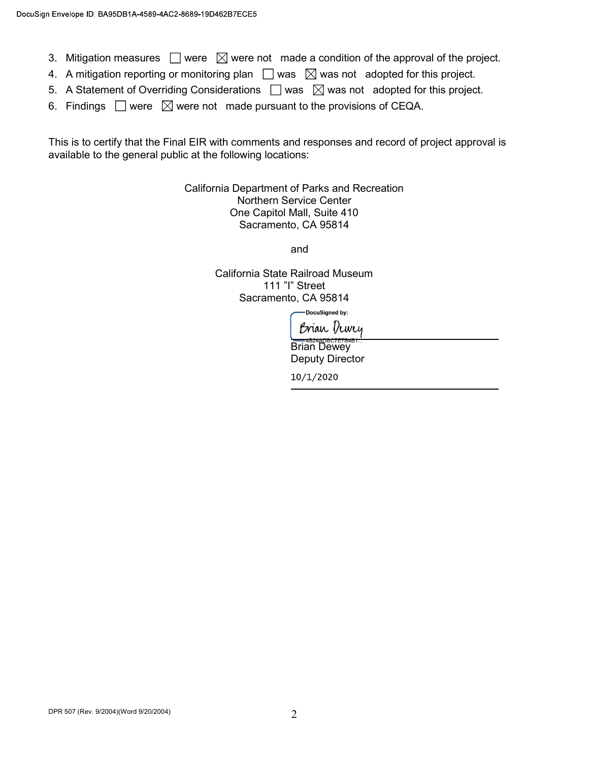DocuSign Envelope ID: BA95DB1A-4589-4AC2-8689-19D462B7ECE5

3. Mitigation measures ☐ were ☒ were not made a condition of the approval of the project.
4. A mitigation reporting or monitoring plan ☐ was ☒ was not adopted for this project.
5. A Statement of Overriding Considerations ☐ was ☒ was not adopted for this project.
6. Findings ☐ were ☒ were not made pursuant to the provisions of CEQA.

This is to certify that the Final EIR with comments and responses and record of project approval is available to the general public at the following locations:

California Department of Parks and Recreation
Northern Service Center
One Capitol Mall, Suite 410
Sacramento, CA 95814

and

California State Railroad Museum
111 "I" Street
Sacramento, CA 95814

DocuSigned by:
Brian Dewey
4B24ADBC7E7B4B1...

Brian Dewey
Deputy Director

10/1/2020

DPR 507 (Rev. 9/2004)(Word 9/20/2004)